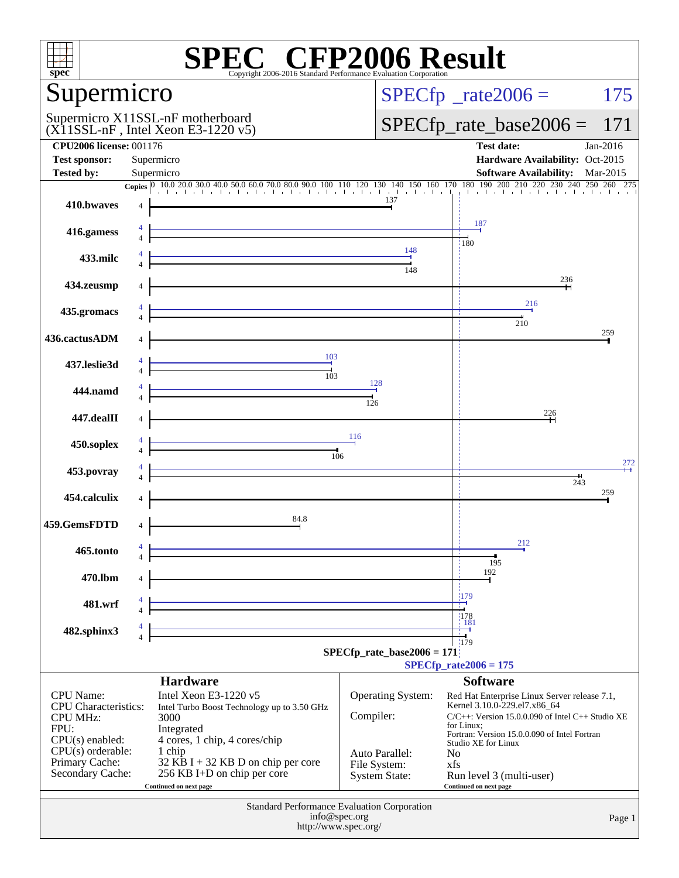# SPEC CFP2006 Result

Copyright 2006-2016 Standard Performance Evaluation Corporation

## Supermicro

Supermicro X11SSL-nF motherboard
(X11SSL-nF , Intel Xeon E3-1220 v5)

SPECfp_rate2006 = 175

SPECfp_rate_base2006 = 171

| | | | |
|---|---|---|---|
| **CPU2006 license:** | 001176 | **Test date:** | Jan-2016 |
| **Test sponsor:** | Supermicro | **Hardware Availability:** | Oct-2015 |
| **Tested by:** | Supermicro | **Software Availability:** | Mar-2015 |

Copies 0 10.0 20.0 30.0 40.0 50.0 60.0 70.0 80.0 90.0 100 110 120 130 140 150 160 170 180 190 200 210 220 230 240 250 260 275

410.bwaves 4 137

416.gamess 4 187
4 180

433.milc 4 148
4 148

434.zeusmp 4 236

435.gromacs 4 216
4 210

436.cactusADM 4 259

437.leslie3d 4 103
4 103

444.namd 4 128
4 126

447.dealII 4 226

450.soplex 4 116
4 106

453.povray 4 272
4 243

454.calculix 4 259

459.GemsFDTD 4 84.8

465.tonto 4 212
4 195

470.lbm 4 192

481.wrf 4 179
4 178

482.sphinx3 4 181
4 179

SPECfp_rate_base2006 = 171

SPECfp_rate2006 = 175

## Hardware

| | |
|---|---|
| CPU Name: | Intel Xeon E3-1220 v5 |
| CPU Characteristics: | Intel Turbo Boost Technology up to 3.50 GHz |
| CPU MHz: | 3000 |
| FPU: | Integrated |
| CPU(s) enabled: | 4 cores, 1 chip, 4 cores/chip |
| CPU(s) orderable: | 1 chip |
| Primary Cache: | 32 KB I + 32 KB D on chip per core |
| Secondary Cache: | 256 KB I+D on chip per core |

Continued on next page

## Software

| | |
|---|---|
| Operating System: | Red Hat Enterprise Linux Server release 7.1, Kernel 3.10.0-229.el7.x86_64 |
| Compiler: | C/C++: Version 15.0.0.090 of Intel C++ Studio XE for Linux; Fortran: Version 15.0.0.090 of Intel Fortran Studio XE for Linux |
| Auto Parallel: | No |
| File System: | xfs |
| System State: | Run level 3 (multi-user) |

Continued on next page

Standard Performance Evaluation Corporation
info@spec.org
http://www.spec.org/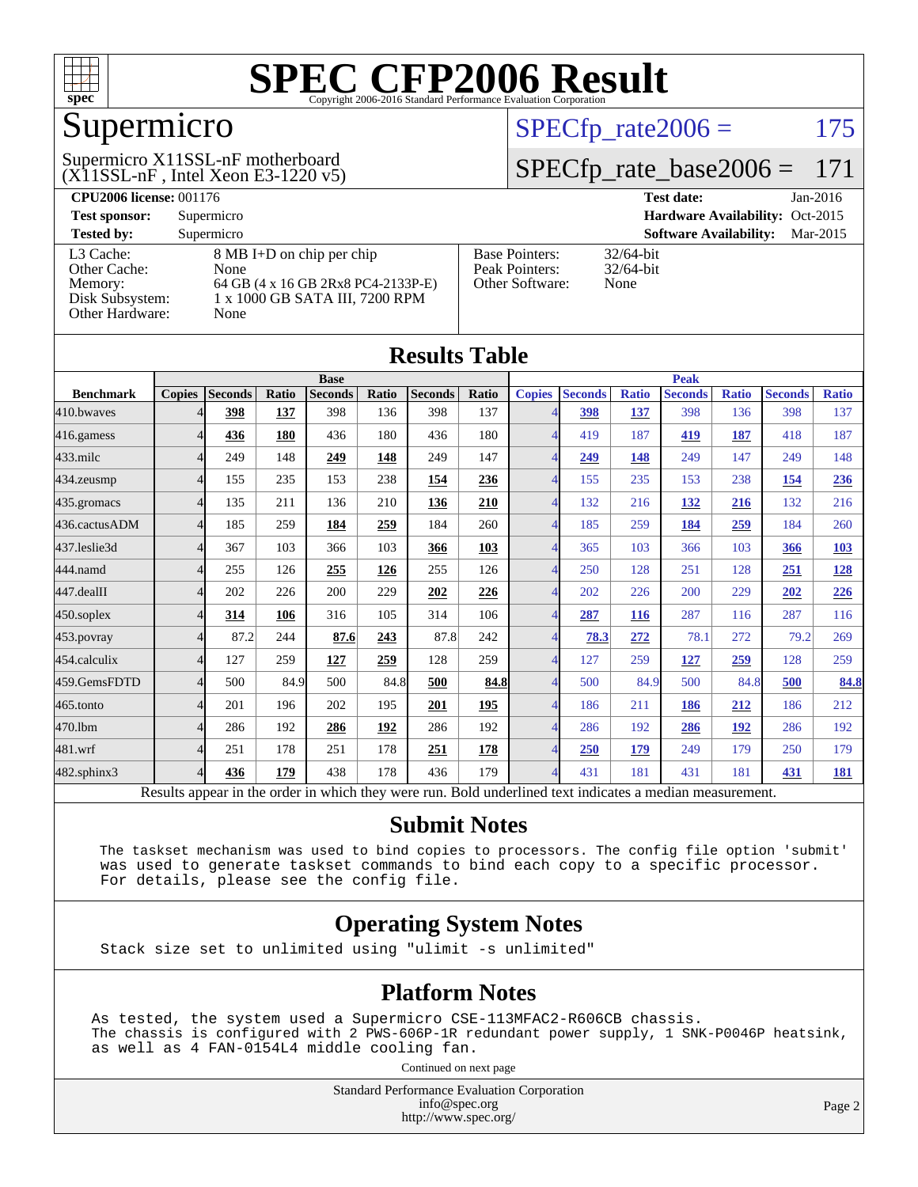# SPEC CFP2006 Result

Copyright 2006-2016 Standard Performance Evaluation Corporation

# Supermicro

Supermicro X11SSL-nF motherboard
(X11SSL-nF , Intel Xeon E3-1220 v5)

SPECfp_rate2006 = 175

SPECfp_rate_base2006 = 171

| | | | |
|---|---|---|---|
| **CPU2006 license:** 001176 | | **Test date:** | Jan-2016 |
| **Test sponsor:** | Supermicro | **Hardware Availability:** | Oct-2015 |
| **Tested by:** | Supermicro | **Software Availability:** | Mar-2015 |

| | | | |
|---|---|---|---|
| L3 Cache: | 8 MB I+D on chip per chip | Base Pointers: | 32/64-bit |
| Other Cache: | None | Peak Pointers: | 32/64-bit |
| Memory: | 64 GB (4 x 16 GB 2Rx8 PC4-2133P-E) | Other Software: | None |
| Disk Subsystem: | 1 x 1000 GB SATA III, 7200 RPM | | |
| Other Hardware: | None | | |

## Results Table

| | Base | | | | | | | Peak | | | | | | |
|---|---|---|---|---|---|---|---|---|---|---|---|---|---|---|
| **Benchmark** | **Copies** | **Seconds** | **Ratio** | **Seconds** | **Ratio** | **Seconds** | **Ratio** | **Copies** | **Seconds** | **Ratio** | **Seconds** | **Ratio** | **Seconds** | **Ratio** |
| 410.bwaves | 4 | **398** | **137** | 398 | 136 | 398 | 137 | 4 | **398** | **137** | 398 | 136 | 398 | 137 |
| 416.gamess | 4 | **436** | **180** | 436 | 180 | 436 | 180 | 4 | 419 | 187 | **419** | **187** | 418 | 187 |
| 433.milc | 4 | 249 | 148 | **249** | **148** | 249 | 147 | 4 | **249** | **148** | 249 | 147 | 249 | 148 |
| 434.zeusmp | 4 | 155 | 235 | 153 | 238 | **154** | **236** | 4 | 155 | 235 | 153 | 238 | **154** | **236** |
| 435.gromacs | 4 | 135 | 211 | 136 | 210 | **136** | **210** | 4 | 132 | 216 | **132** | **216** | 132 | 216 |
| 436.cactusADM | 4 | 185 | 259 | **184** | **259** | 184 | 260 | 4 | 185 | 259 | **184** | **259** | 184 | 260 |
| 437.leslie3d | 4 | 367 | 103 | 366 | 103 | **366** | **103** | 4 | 365 | 103 | 366 | 103 | **366** | **103** |
| 444.namd | 4 | 255 | 126 | **255** | **126** | 255 | 126 | 4 | 250 | 128 | 251 | 128 | **251** | **128** |
| 447.dealII | 4 | 202 | 226 | 200 | 229 | **202** | **226** | 4 | 202 | 226 | 200 | 229 | **202** | **226** |
| 450.soplex | 4 | **314** | **106** | 316 | 105 | 314 | 106 | 4 | **287** | **116** | 287 | 116 | 287 | 116 |
| 453.povray | 4 | 87.2 | 244 | **87.6** | **243** | 87.8 | 242 | 4 | **78.3** | **272** | 78.1 | 272 | 79.2 | 269 |
| 454.calculix | 4 | 127 | 259 | **127** | **259** | 128 | 259 | 4 | 127 | 259 | **127** | **259** | 128 | 259 |
| 459.GemsFDTD | 4 | 500 | 84.9 | 500 | 84.8 | **500** | **84.8** | 4 | 500 | 84.9 | 500 | 84.8 | **500** | **84.8** |
| 465.tonto | 4 | 201 | 196 | 202 | 195 | **201** | **195** | 4 | 186 | 211 | **186** | **212** | 186 | 212 |
| 470.lbm | 4 | 286 | 192 | **286** | **192** | 286 | 192 | 4 | 286 | 192 | **286** | **192** | 286 | 192 |
| 481.wrf | 4 | 251 | 178 | 251 | 178 | **251** | **178** | 4 | **250** | **179** | 249 | 179 | 250 | 179 |
| 482.sphinx3 | 4 | **436** | **179** | 438 | 178 | 436 | 179 | 4 | 431 | 181 | 431 | 181 | **431** | **181** |

Results appear in the order in which they were run. Bold underlined text indicates a median measurement.

## Submit Notes

The taskset mechanism was used to bind copies to processors. The config file option 'submit' was used to generate taskset commands to bind each copy to a specific processor. For details, please see the config file.

## Operating System Notes

Stack size set to unlimited using "ulimit -s unlimited"

## Platform Notes

As tested, the system used a Supermicro CSE-113MFAC2-R606CB chassis. The chassis is configured with 2 PWS-606P-1R redundant power supply, 1 SNK-P0046P heatsink, as well as 4 FAN-0154L4 middle cooling fan.

Continued on next page

Standard Performance Evaluation Corporation
info@spec.org
http://www.spec.org/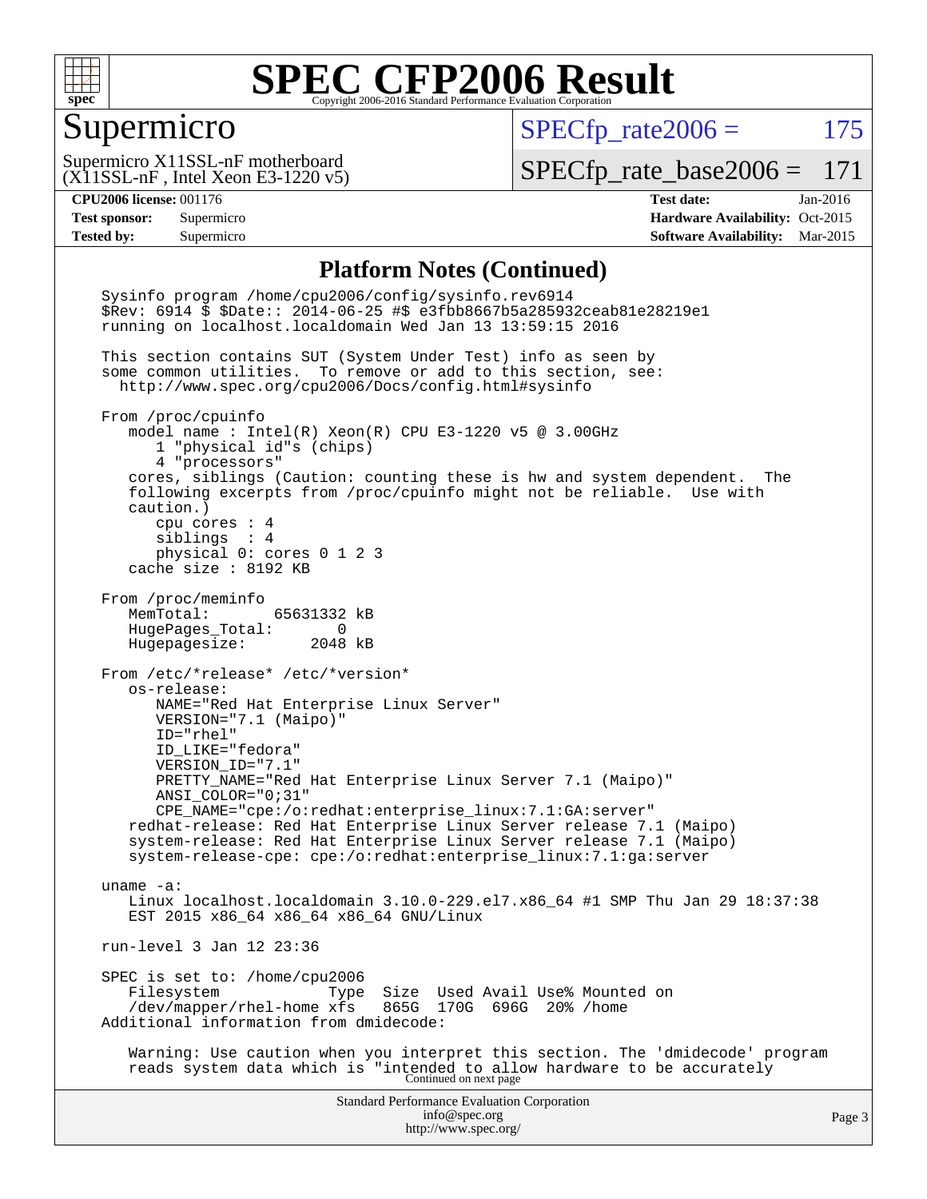# SPEC CFP2006 Result

## Supermicro

Supermicro X11SSL-nF motherboard
(X11SSL-nF , Intel Xeon E3-1220 v5)

SPECfp_rate2006 = 175

SPECfp_rate_base2006 = 171

| | | | |
|---|---|---|---|
| **CPU2006 license:** 001176 | | **Test date:** | Jan-2016 |
| **Test sponsor:** | Supermicro | **Hardware Availability:** | Oct-2015 |
| **Tested by:** | Supermicro | **Software Availability:** | Mar-2015 |

### Platform Notes (Continued)

```
Sysinfo program /home/cpu2006/config/sysinfo.rev6914
$Rev: 6914 $ $Date:: 2014-06-25 #$ e3fbb8667b5a285932ceab81e28219e1
running on localhost.localdomain Wed Jan 13 13:59:15 2016

This section contains SUT (System Under Test) info as seen by
some common utilities.  To remove or add to this section, see:
  http://www.spec.org/cpu2006/Docs/config.html#sysinfo

From /proc/cpuinfo
   model name : Intel(R) Xeon(R) CPU E3-1220 v5 @ 3.00GHz
      1 "physical id"s (chips)
      4 "processors"
   cores, siblings (Caution: counting these is hw and system dependent.  The
   following excerpts from /proc/cpuinfo might not be reliable.  Use with
   caution.)
      cpu cores : 4
      siblings  : 4
      physical 0: cores 0 1 2 3
   cache size : 8192 KB

From /proc/meminfo
   MemTotal:       65631332 kB
   HugePages_Total:       0
   Hugepagesize:       2048 kB

From /etc/*release* /etc/*version*
   os-release:
      NAME="Red Hat Enterprise Linux Server"
      VERSION="7.1 (Maipo)"
      ID="rhel"
      ID_LIKE="fedora"
      VERSION_ID="7.1"
      PRETTY_NAME="Red Hat Enterprise Linux Server 7.1 (Maipo)"
      ANSI_COLOR="0;31"
      CPE_NAME="cpe:/o:redhat:enterprise_linux:7.1:GA:server"
   redhat-release: Red Hat Enterprise Linux Server release 7.1 (Maipo)
   system-release: Red Hat Enterprise Linux Server release 7.1 (Maipo)
   system-release-cpe: cpe:/o:redhat:enterprise_linux:7.1:ga:server

uname -a:
   Linux localhost.localdomain 3.10.0-229.el7.x86_64 #1 SMP Thu Jan 29 18:37:38
   EST 2015 x86_64 x86_64 x86_64 GNU/Linux

run-level 3 Jan 12 23:36

SPEC is set to: /home/cpu2006
   Filesystem            Type  Size  Used Avail Use% Mounted on
   /dev/mapper/rhel-home xfs   865G  170G  696G  20% /home
Additional information from dmidecode:

   Warning: Use caution when you interpret this section. The 'dmidecode' program
   reads system data which is "intended to allow hardware to be accurately
```

Continued on next page

Standard Performance Evaluation Corporation
info@spec.org
http://www.spec.org/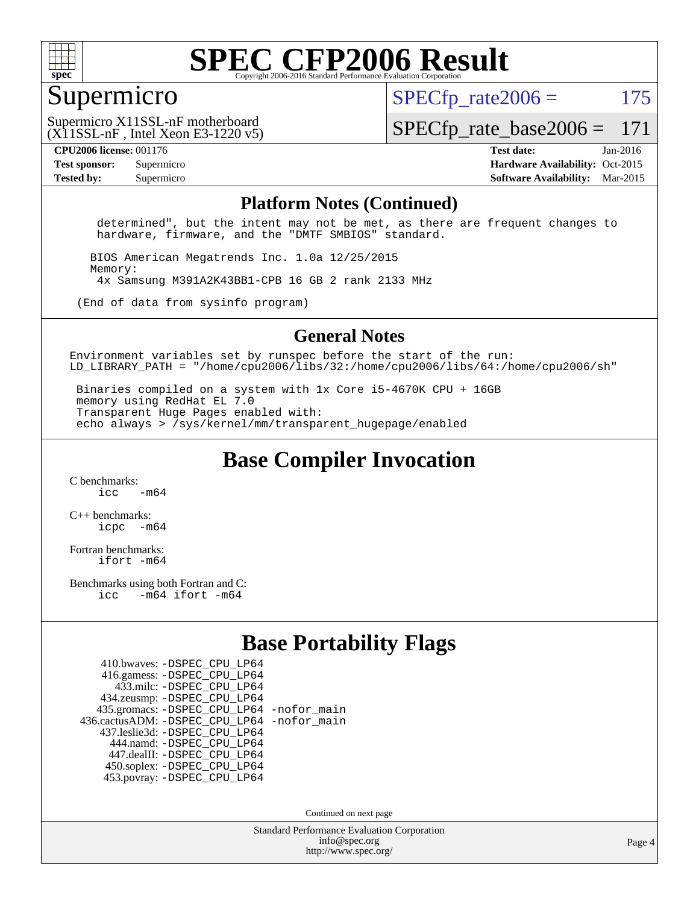# SPEC CFP2006 Result

Copyright 2006-2016 Standard Performance Evaluation Corporation

## Supermicro

Supermicro X11SSL-nF motherboard
(X11SSL-nF , Intel Xeon E3-1220 v5)

SPECfp_rate2006 = 175

SPECfp_rate_base2006 = 171

**CPU2006 license:** 001176
**Test sponsor:** Supermicro
**Tested by:** Supermicro

**Test date:** Jan-2016
**Hardware Availability:** Oct-2015
**Software Availability:** Mar-2015

### Platform Notes (Continued)

```
    determined", but the intent may not be met, as there are frequent changes to
    hardware, firmware, and the "DMTF SMBIOS" standard.

   BIOS American Megatrends Inc. 1.0a 12/25/2015
   Memory:
    4x Samsung M391A2K43BB1-CPB 16 GB 2 rank 2133 MHz

 (End of data from sysinfo program)
```

### General Notes

```
Environment variables set by runspec before the start of the run:
LD_LIBRARY_PATH = "/home/cpu2006/libs/32:/home/cpu2006/libs/64:/home/cpu2006/sh"

 Binaries compiled on a system with 1x Core i5-4670K CPU + 16GB
 memory using RedHat EL 7.0
 Transparent Huge Pages enabled with:
 echo always > /sys/kernel/mm/transparent_hugepage/enabled
```

## Base Compiler Invocation

C benchmarks:
    icc   -m64

C++ benchmarks:
    icpc  -m64

Fortran benchmarks:
    ifort -m64

Benchmarks using both Fortran and C:
    icc   -m64 ifort -m64

## Base Portability Flags

410.bwaves: -DSPEC_CPU_LP64
416.gamess: -DSPEC_CPU_LP64
433.milc: -DSPEC_CPU_LP64
434.zeusmp: -DSPEC_CPU_LP64
435.gromacs: -DSPEC_CPU_LP64 -nofor_main
436.cactusADM: -DSPEC_CPU_LP64 -nofor_main
437.leslie3d: -DSPEC_CPU_LP64
444.namd: -DSPEC_CPU_LP64
447.dealII: -DSPEC_CPU_LP64
450.soplex: -DSPEC_CPU_LP64
453.povray: -DSPEC_CPU_LP64

Continued on next page

Standard Performance Evaluation Corporation
info@spec.org
http://www.spec.org/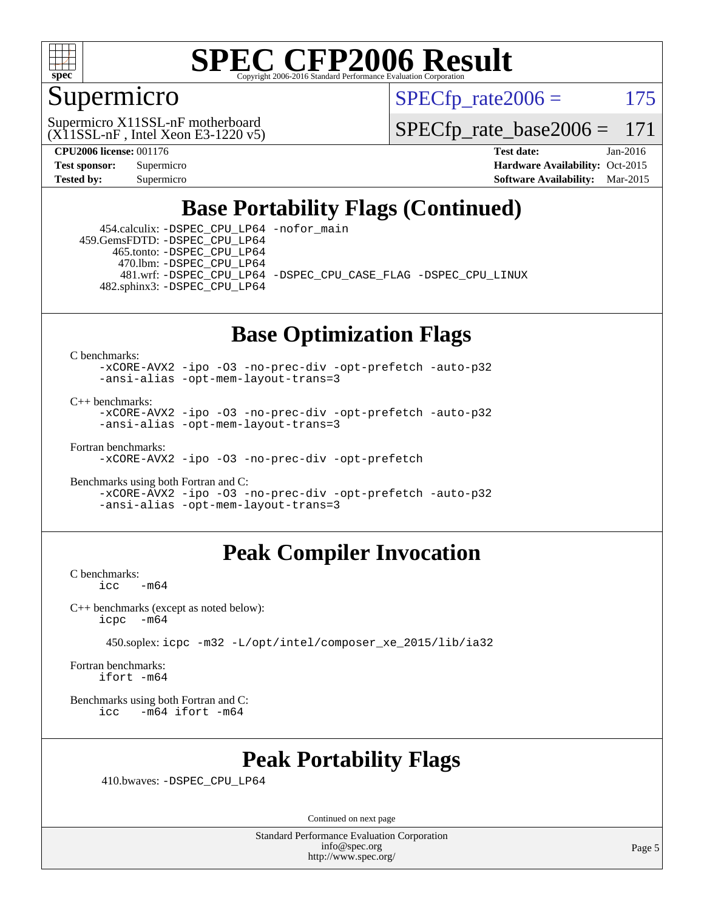# SPEC CFP2006 Result

Copyright 2006-2016 Standard Performance Evaluation Corporation

## Supermicro

Supermicro X11SSL-nF motherboard (X11SSL-nF , Intel Xeon E3-1220 v5)

SPECfp_rate2006 = 175

SPECfp_rate_base2006 = 171

**CPU2006 license:** 001176
**Test sponsor:** Supermicro
**Tested by:** Supermicro

**Test date:** Jan-2016
**Hardware Availability:** Oct-2015
**Software Availability:** Mar-2015

## Base Portability Flags (Continued)

454.calculix: -DSPEC_CPU_LP64 -nofor_main
459.GemsFDTD: -DSPEC_CPU_LP64
465.tonto: -DSPEC_CPU_LP64
470.lbm: -DSPEC_CPU_LP64
481.wrf: -DSPEC_CPU_LP64 -DSPEC_CPU_CASE_FLAG -DSPEC_CPU_LINUX
482.sphinx3: -DSPEC_CPU_LP64

## Base Optimization Flags

C benchmarks:
```
-xCORE-AVX2 -ipo -O3 -no-prec-div -opt-prefetch -auto-p32
-ansi-alias -opt-mem-layout-trans=3
```

C++ benchmarks:
```
-xCORE-AVX2 -ipo -O3 -no-prec-div -opt-prefetch -auto-p32
-ansi-alias -opt-mem-layout-trans=3
```

Fortran benchmarks:
```
-xCORE-AVX2 -ipo -O3 -no-prec-div -opt-prefetch
```

Benchmarks using both Fortran and C:
```
-xCORE-AVX2 -ipo -O3 -no-prec-div -opt-prefetch -auto-p32
-ansi-alias -opt-mem-layout-trans=3
```

## Peak Compiler Invocation

C benchmarks:
```
icc -m64
```

C++ benchmarks (except as noted below):
```
icpc -m64
```

450.soplex: icpc -m32 -L/opt/intel/composer_xe_2015/lib/ia32

Fortran benchmarks:
```
ifort -m64
```

Benchmarks using both Fortran and C:
```
icc -m64 ifort -m64
```

## Peak Portability Flags

410.bwaves: -DSPEC_CPU_LP64

Continued on next page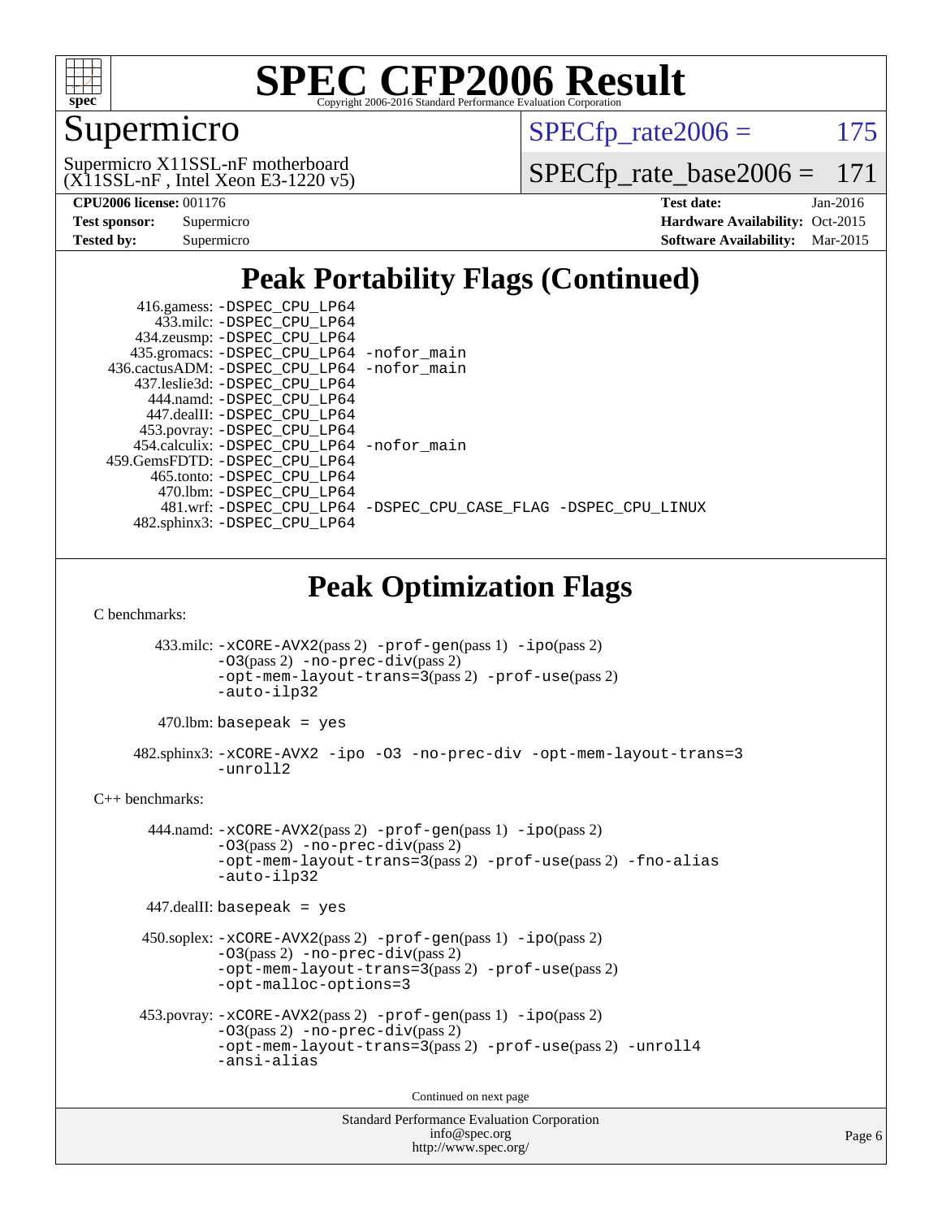# SPEC CFP2006 Result

Copyright 2006-2016 Standard Performance Evaluation Corporation

## Supermicro

Supermicro X11SSL-nF motherboard
(X11SSL-nF , Intel Xeon E3-1220 v5)

SPECfp_rate2006 = 175

SPECfp_rate_base2006 = 171

**CPU2006 license:** 001176
**Test sponsor:** Supermicro
**Tested by:** Supermicro

**Test date:** Jan-2016
**Hardware Availability:** Oct-2015
**Software Availability:** Mar-2015

## Peak Portability Flags (Continued)

416.gamess: -DSPEC_CPU_LP64
433.milc: -DSPEC_CPU_LP64
434.zeusmp: -DSPEC_CPU_LP64
435.gromacs: -DSPEC_CPU_LP64 -nofor_main
436.cactusADM: -DSPEC_CPU_LP64 -nofor_main
437.leslie3d: -DSPEC_CPU_LP64
444.namd: -DSPEC_CPU_LP64
447.dealII: -DSPEC_CPU_LP64
453.povray: -DSPEC_CPU_LP64
454.calculix: -DSPEC_CPU_LP64 -nofor_main
459.GemsFDTD: -DSPEC_CPU_LP64
465.tonto: -DSPEC_CPU_LP64
470.lbm: -DSPEC_CPU_LP64
481.wrf: -DSPEC_CPU_LP64 -DSPEC_CPU_CASE_FLAG -DSPEC_CPU_LINUX
482.sphinx3: -DSPEC_CPU_LP64

## Peak Optimization Flags

C benchmarks:

433.milc: -xCORE-AVX2(pass 2) -prof-gen(pass 1) -ipo(pass 2) -O3(pass 2) -no-prec-div(pass 2) -opt-mem-layout-trans=3(pass 2) -prof-use(pass 2) -auto-ilp32

470.lbm: basepeak = yes

482.sphinx3: -xCORE-AVX2 -ipo -O3 -no-prec-div -opt-mem-layout-trans=3 -unroll2

C++ benchmarks:

444.namd: -xCORE-AVX2(pass 2) -prof-gen(pass 1) -ipo(pass 2) -O3(pass 2) -no-prec-div(pass 2) -opt-mem-layout-trans=3(pass 2) -prof-use(pass 2) -fno-alias -auto-ilp32

447.dealII: basepeak = yes

450.soplex: -xCORE-AVX2(pass 2) -prof-gen(pass 1) -ipo(pass 2) -O3(pass 2) -no-prec-div(pass 2) -opt-mem-layout-trans=3(pass 2) -prof-use(pass 2) -opt-malloc-options=3

453.povray: -xCORE-AVX2(pass 2) -prof-gen(pass 1) -ipo(pass 2) -O3(pass 2) -no-prec-div(pass 2) -opt-mem-layout-trans=3(pass 2) -prof-use(pass 2) -unroll4 -ansi-alias

Continued on next page

Standard Performance Evaluation Corporation
info@spec.org
http://www.spec.org/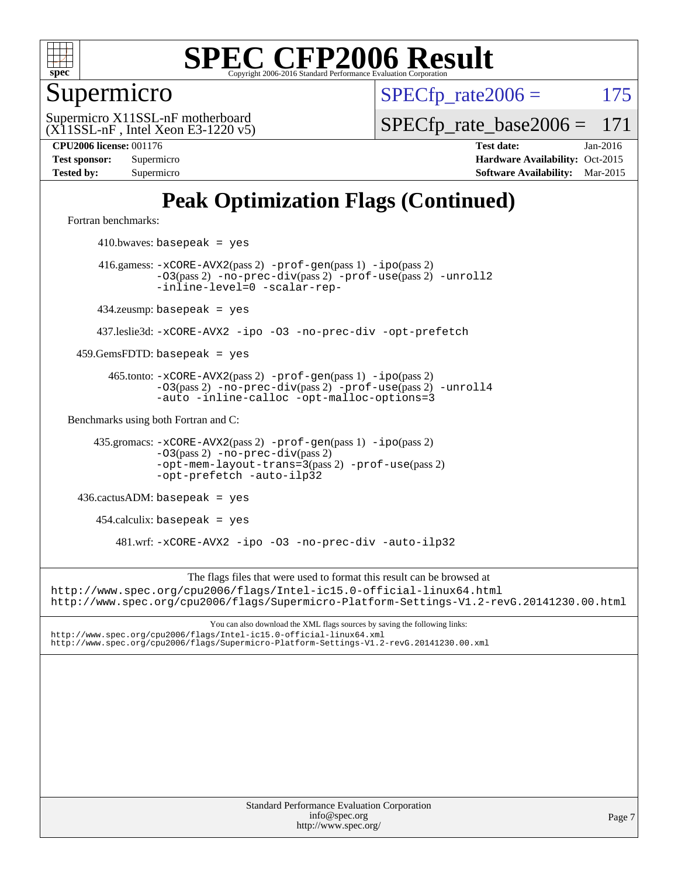# SPEC CFP2006 Result

Copyright 2006-2016 Standard Performance Evaluation Corporation

## Supermicro

Supermicro X11SSL-nF motherboard
(X11SSL-nF , Intel Xeon E3-1220 v5)

SPECfp_rate2006 = 175

SPECfp_rate_base2006 = 171

**CPU2006 license:** 001176
**Test sponsor:** Supermicro
**Tested by:** Supermicro

**Test date:** Jan-2016
**Hardware Availability:** Oct-2015
**Software Availability:** Mar-2015

## Peak Optimization Flags (Continued)

Fortran benchmarks:

410.bwaves: `basepeak = yes`

416.gamess: `-xCORE-AVX2`(pass 2) `-prof-gen`(pass 1) `-ipo`(pass 2) `-O3`(pass 2) `-no-prec-div`(pass 2) `-prof-use`(pass 2) `-unroll2` `-inline-level=0` `-scalar-rep-`

434.zeusmp: `basepeak = yes`

437.leslie3d: `-xCORE-AVX2 -ipo -O3 -no-prec-div -opt-prefetch`

459.GemsFDTD: `basepeak = yes`

465.tonto: `-xCORE-AVX2`(pass 2) `-prof-gen`(pass 1) `-ipo`(pass 2) `-O3`(pass 2) `-no-prec-div`(pass 2) `-prof-use`(pass 2) `-unroll4` `-auto -inline-calloc -opt-malloc-options=3`

Benchmarks using both Fortran and C:

435.gromacs: `-xCORE-AVX2`(pass 2) `-prof-gen`(pass 1) `-ipo`(pass 2) `-O3`(pass 2) `-no-prec-div`(pass 2) `-opt-mem-layout-trans=3`(pass 2) `-prof-use`(pass 2) `-opt-prefetch -auto-ilp32`

436.cactusADM: `basepeak = yes`

454.calculix: `basepeak = yes`

481.wrf: `-xCORE-AVX2 -ipo -O3 -no-prec-div -auto-ilp32`

The flags files that were used to format this result can be browsed at
http://www.spec.org/cpu2006/flags/Intel-ic15.0-official-linux64.html
http://www.spec.org/cpu2006/flags/Supermicro-Platform-Settings-V1.2-revG.20141230.00.html

You can also download the XML flags sources by saving the following links:
http://www.spec.org/cpu2006/flags/Intel-ic15.0-official-linux64.xml
http://www.spec.org/cpu2006/flags/Supermicro-Platform-Settings-V1.2-revG.20141230.00.xml

Standard Performance Evaluation Corporation
info@spec.org
http://www.spec.org/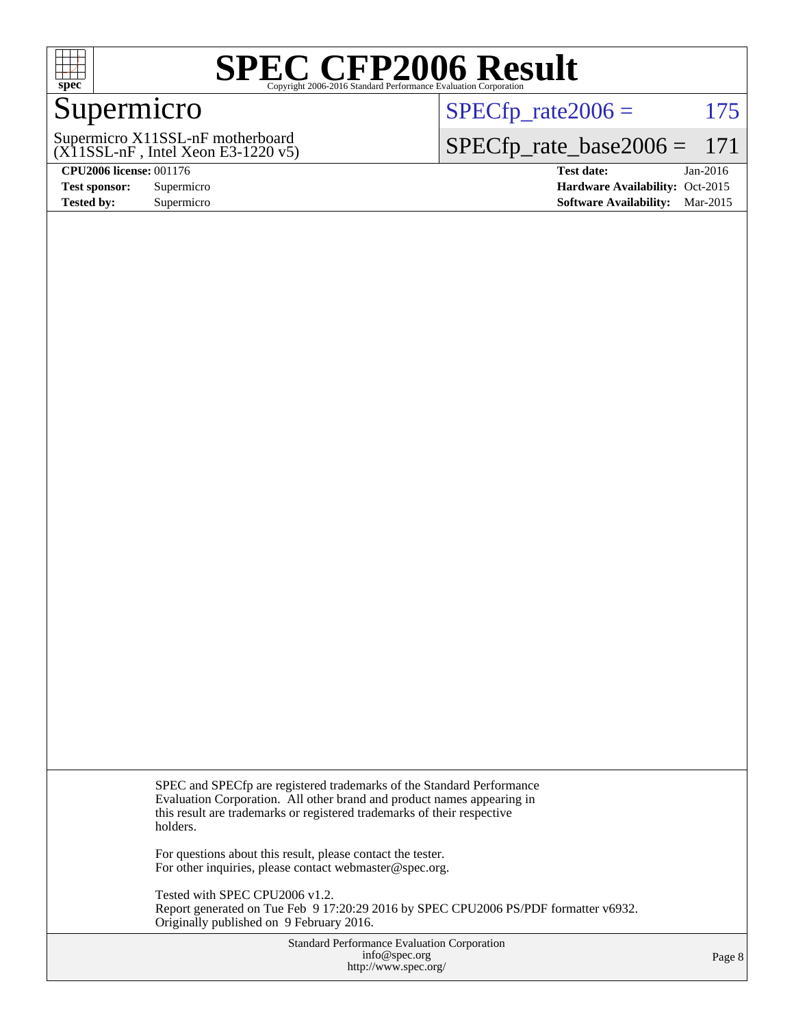SPEC and SPECfp are registered trademarks of the Standard Performance Evaluation Corporation. All other brand and product names appearing in this result are trademarks or registered trademarks of their respective holders.

For questions about this result, please contact the tester.
For other inquiries, please contact webmaster@spec.org.

Tested with SPEC CPU2006 v1.2.
Report generated on Tue Feb 9 17:20:29 2016 by SPEC CPU2006 PS/PDF formatter v6932.
Originally published on 9 February 2016.